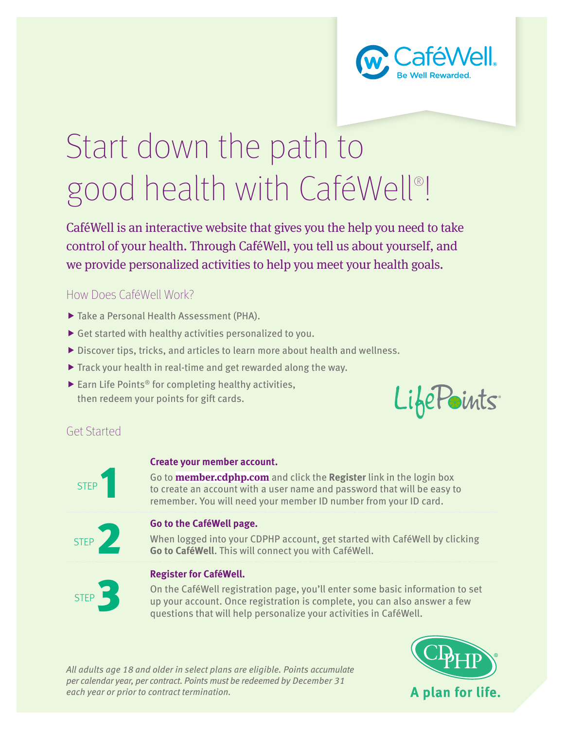CaféWell®
Be Well Rewarded.

# Start down the path to good health with CaféWell®!

CaféWell is an interactive website that gives you the help you need to take control of your health. Through CaféWell, you tell us about yourself, and we provide personalized activities to help you meet your health goals.

## How Does CaféWell Work?

- Take a Personal Health Assessment (PHA).
- Get started with healthy activities personalized to you.
- Discover tips, tricks, and articles to learn more about health and wellness.
- Track your health in real-time and get rewarded along the way.
- Earn Life Points® for completing healthy activities, then redeem your points for gift cards.

LifePoints®

## Get Started

**STEP 1**

**Create your member account.**

Go to **member.cdphp.com** and click the **Register** link in the login box to create an account with a user name and password that will be easy to remember. You will need your member ID number from your ID card.

**STEP 2**

**Go to the CaféWell page.**

When logged into your CDPHP account, get started with CaféWell by clicking **Go to CaféWell**. This will connect you with CaféWell.

**STEP 3**

**Register for CaféWell.**

On the CaféWell registration page, you'll enter some basic information to set up your account. Once registration is complete, you can also answer a few questions that will help personalize your activities in CaféWell.

*All adults age 18 and older in select plans are eligible. Points accumulate per calendar year, per contract. Points must be redeemed by December 31 each year or prior to contract termination.*

CDPHP®
A plan for life.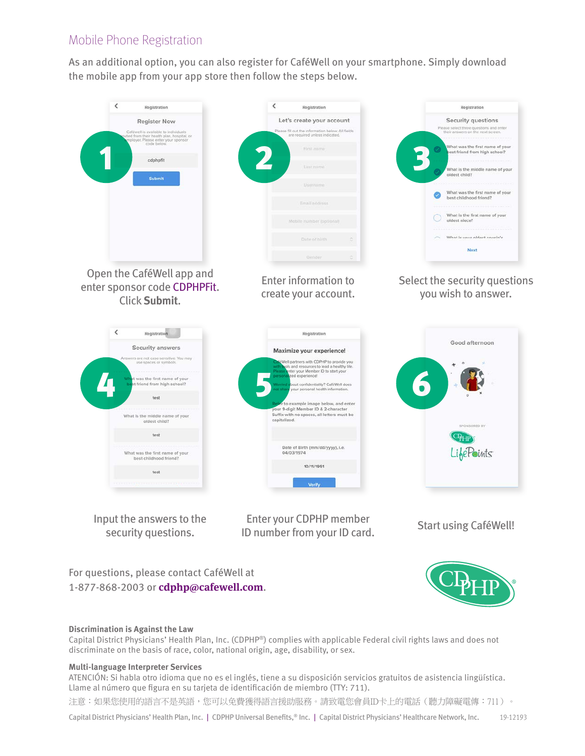## Mobile Phone Registration

As an additional option, you can also register for CaféWell on your smartphone. Simply download the mobile app from your app store then follow the steps below.

1. Open the CaféWell app and enter sponsor code CDPHPFit. Click **Submit**.
2. Enter information to create your account.
3. Select the security questions you wish to answer.
4. Input the answers to the security questions.
5. Enter your CDPHP member ID number from your ID card.
6. Start using CaféWell!

For questions, please contact CaféWell at 1-877-868-2003 or **cdphp@cafewell.com**.

**Discrimination is Against the Law**

Capital District Physicians' Health Plan, Inc. (CDPHP®) complies with applicable Federal civil rights laws and does not discriminate on the basis of race, color, national origin, age, disability, or sex.

**Multi-language Interpreter Services**

ATENCIÓN: Si habla otro idioma que no es el inglés, tiene a su disposición servicios gratuitos de asistencia lingüística. Llame al número que figura en su tarjeta de identificación de miembro (TTY: 711).

注意：如果您使用的語言不是英語，您可以免費獲得語言援助服務。請致電您會員ID卡上的電話（聽力障礙電傳：711）。

Capital District Physicians' Health Plan, Inc. | CDPHP Universal Benefits,® Inc. | Capital District Physicians' Healthcare Network, Inc. 19-12193